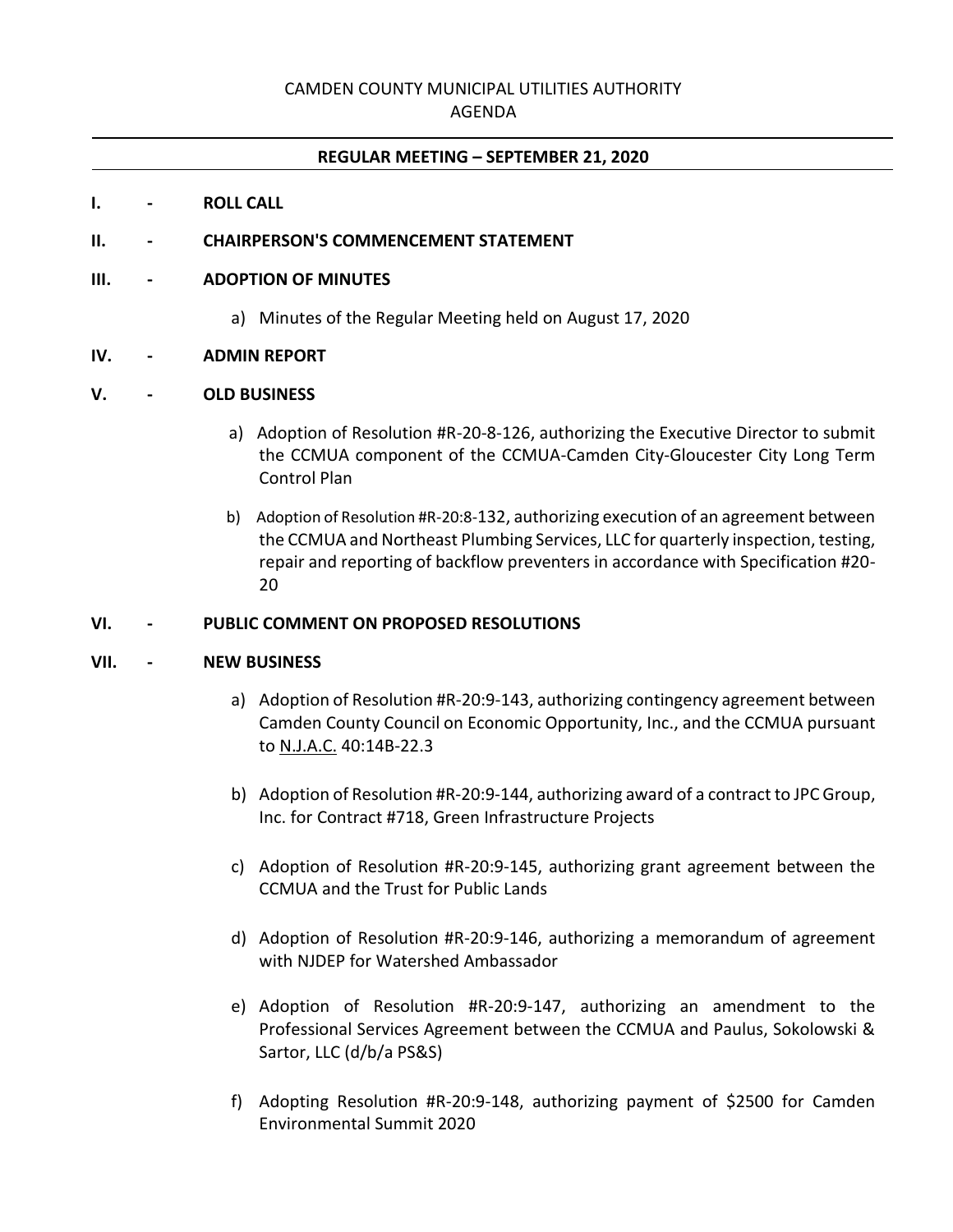# CAMDEN COUNTY MUNICIPAL UTILITIES AUTHORITY
## AGENDA

---

**REGULAR MEETING – SEPTEMBER 21, 2020**

---

**I. - ROLL CALL**

**II. - CHAIRPERSON'S COMMENCEMENT STATEMENT**

**III. - ADOPTION OF MINUTES**

a) Minutes of the Regular Meeting held on August 17, 2020

**IV. - ADMIN REPORT**

**V. - OLD BUSINESS**

a) Adoption of Resolution #R-20-8-126, authorizing the Executive Director to submit the CCMUA component of the CCMUA-Camden City-Gloucester City Long Term Control Plan

b) Adoption of Resolution #R-20:8-132, authorizing execution of an agreement between the CCMUA and Northeast Plumbing Services, LLC for quarterly inspection, testing, repair and reporting of backflow preventers in accordance with Specification #20-20

**VI. - PUBLIC COMMENT ON PROPOSED RESOLUTIONS**

**VII. - NEW BUSINESS**

a) Adoption of Resolution #R-20:9-143, authorizing contingency agreement between Camden County Council on Economic Opportunity, Inc., and the CCMUA pursuant to N.J.A.C. 40:14B-22.3

b) Adoption of Resolution #R-20:9-144, authorizing award of a contract to JPC Group, Inc. for Contract #718, Green Infrastructure Projects

c) Adoption of Resolution #R-20:9-145, authorizing grant agreement between the CCMUA and the Trust for Public Lands

d) Adoption of Resolution #R-20:9-146, authorizing a memorandum of agreement with NJDEP for Watershed Ambassador

e) Adoption of Resolution #R-20:9-147, authorizing an amendment to the Professional Services Agreement between the CCMUA and Paulus, Sokolowski & Sartor, LLC (d/b/a PS&S)

f) Adopting Resolution #R-20:9-148, authorizing payment of $2500 for Camden Environmental Summit 2020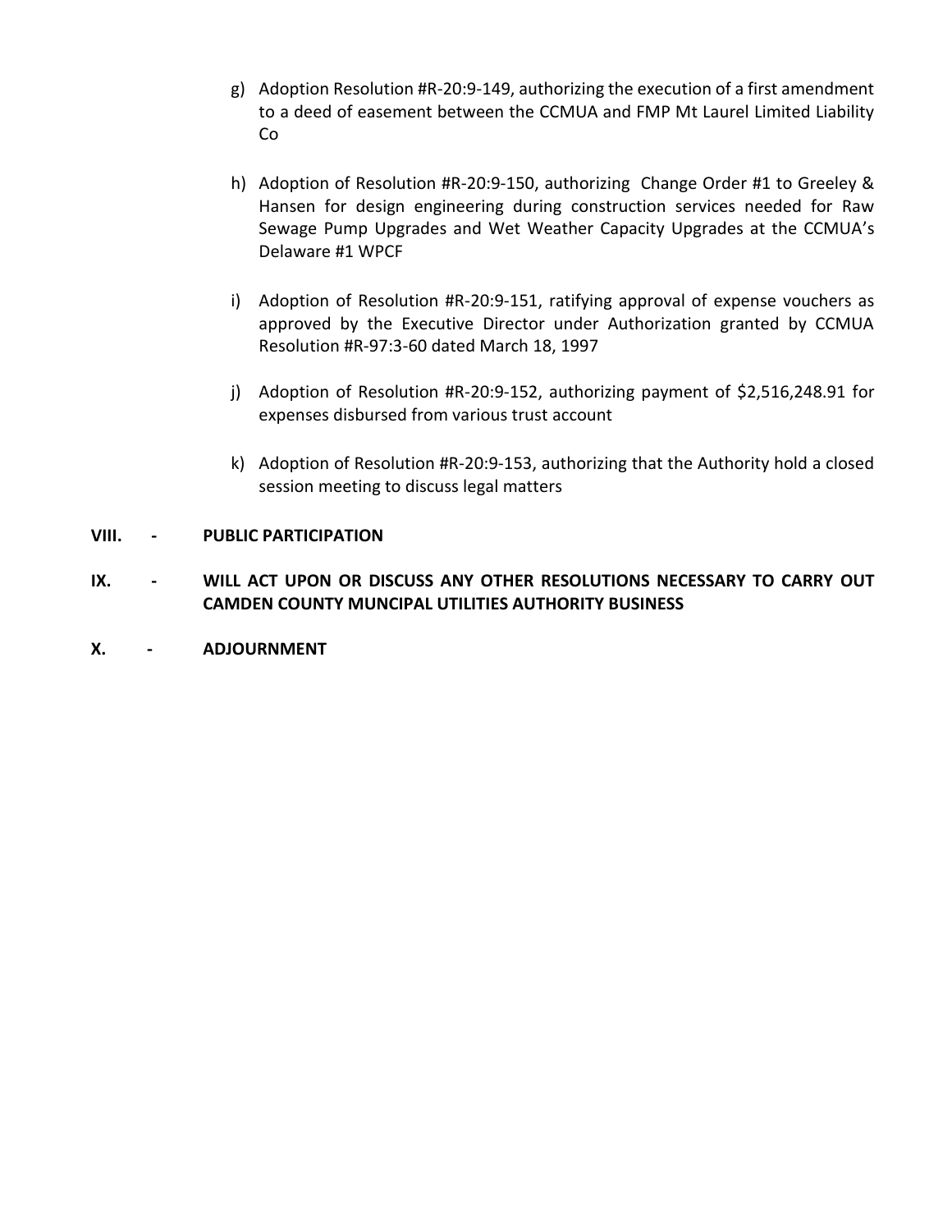g) Adoption Resolution #R-20:9-149, authorizing the execution of a first amendment to a deed of easement between the CCMUA and FMP Mt Laurel Limited Liability Co

h) Adoption of Resolution #R-20:9-150, authorizing Change Order #1 to Greeley & Hansen for design engineering during construction services needed for Raw Sewage Pump Upgrades and Wet Weather Capacity Upgrades at the CCMUA's Delaware #1 WPCF

i) Adoption of Resolution #R-20:9-151, ratifying approval of expense vouchers as approved by the Executive Director under Authorization granted by CCMUA Resolution #R-97:3-60 dated March 18, 1997

j) Adoption of Resolution #R-20:9-152, authorizing payment of $2,516,248.91 for expenses disbursed from various trust account

k) Adoption of Resolution #R-20:9-153, authorizing that the Authority hold a closed session meeting to discuss legal matters

**VIII. - PUBLIC PARTICIPATION**

**IX. - WILL ACT UPON OR DISCUSS ANY OTHER RESOLUTIONS NECESSARY TO CARRY OUT CAMDEN COUNTY MUNCIPAL UTILITIES AUTHORITY BUSINESS**

**X. - ADJOURNMENT**